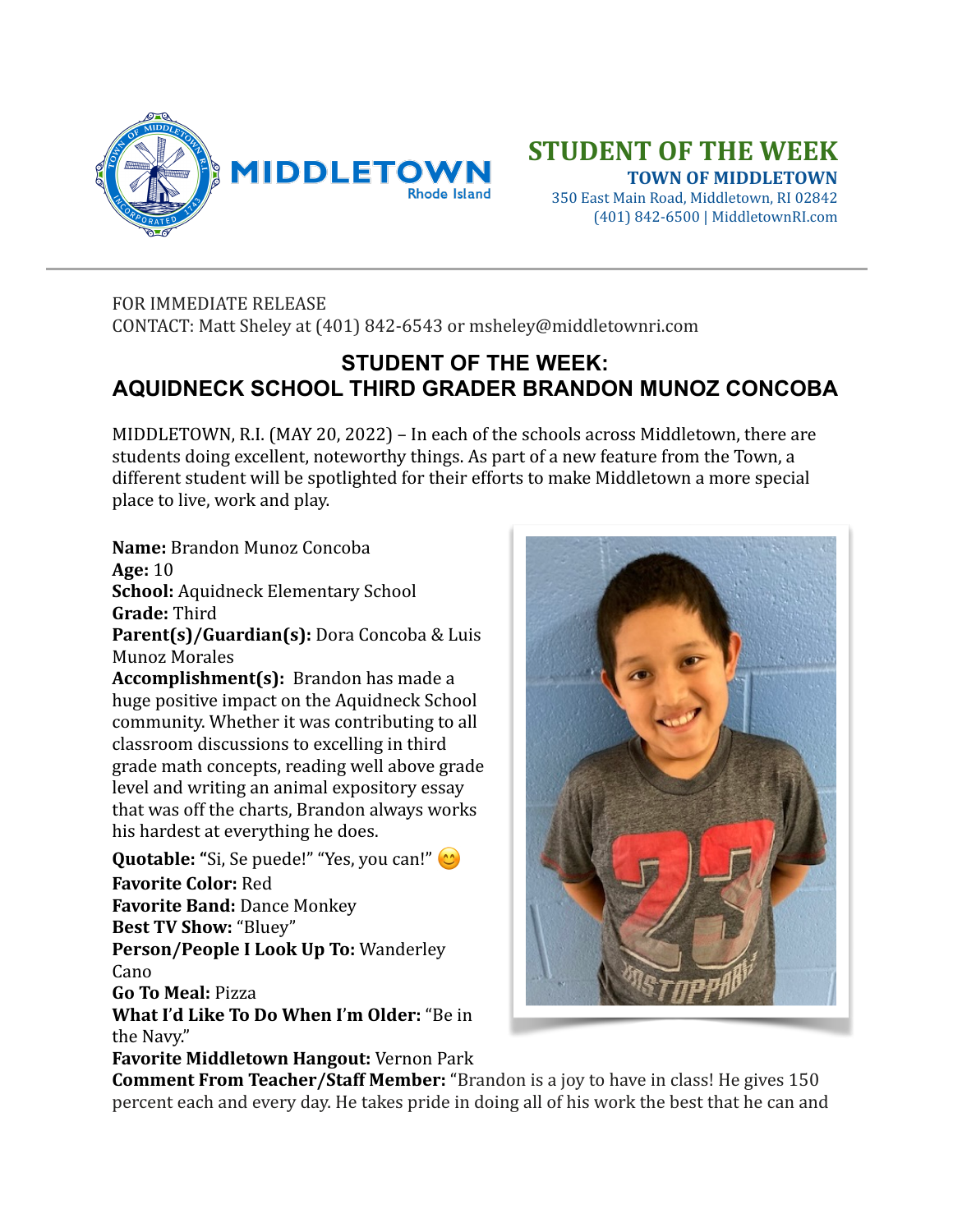MIDDLETOWN
Rhode Island

**STUDENT OF THE WEEK**
**TOWN OF MIDDLETOWN**
350 East Main Road, Middletown, RI 02842
(401) 842-6500 | MiddletownRI.com

---

FOR IMMEDIATE RELEASE
CONTACT: Matt Sheley at (401) 842-6543 or msheley@middletownri.com

## STUDENT OF THE WEEK: AQUIDNECK SCHOOL THIRD GRADER BRANDON MUNOZ CONCOBA

MIDDLETOWN, R.I. (MAY 20, 2022) – In each of the schools across Middletown, there are students doing excellent, noteworthy things. As part of a new feature from the Town, a different student will be spotlighted for their efforts to make Middletown a more special place to live, work and play.

**Name:** Brandon Munoz Concoba
**Age:** 10
**School:** Aquidneck Elementary School
**Grade:** Third
**Parent(s)/Guardian(s):** Dora Concoba & Luis Munoz Morales
**Accomplishment(s):** Brandon has made a huge positive impact on the Aquidneck School community. Whether it was contributing to all classroom discussions to excelling in third grade math concepts, reading well above grade level and writing an animal expository essay that was off the charts, Brandon always works his hardest at everything he does.
**Quotable: "**Si, Se puede!" "Yes, you can!" 😊
**Favorite Color:** Red
**Favorite Band:** Dance Monkey
**Best TV Show:** "Bluey"
**Person/People I Look Up To:** Wanderley Cano
**Go To Meal:** Pizza
**What I'd Like To Do When I'm Older:** "Be in the Navy."
**Favorite Middletown Hangout:** Vernon Park
**Comment From Teacher/Staff Member:** "Brandon is a joy to have in class! He gives 150 percent each and every day. He takes pride in doing all of his work the best that he can and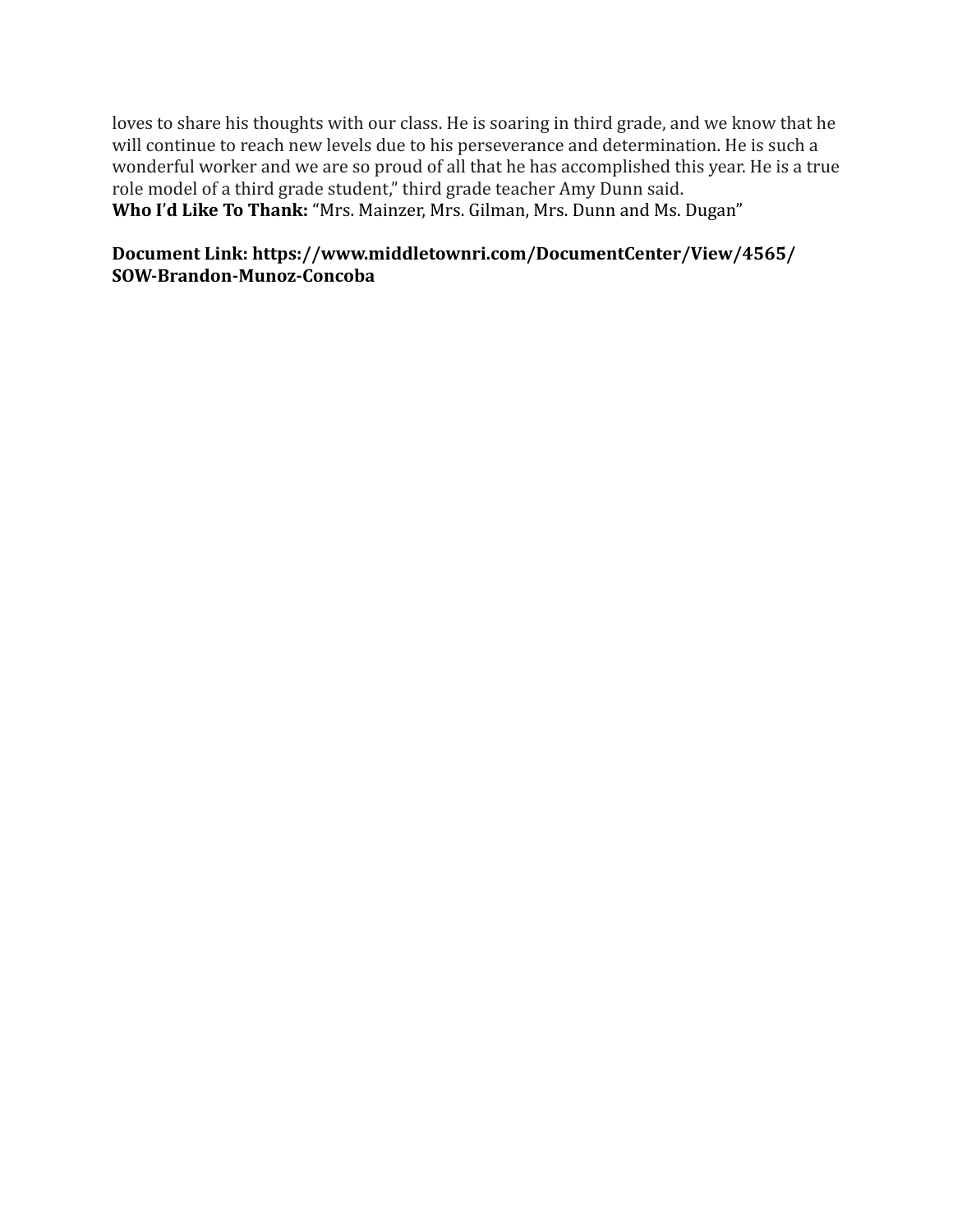loves to share his thoughts with our class. He is soaring in third grade, and we know that he will continue to reach new levels due to his perseverance and determination. He is such a wonderful worker and we are so proud of all that he has accomplished this year. He is a true role model of a third grade student," third grade teacher Amy Dunn said.

**Who I'd Like To Thank:** "Mrs. Mainzer, Mrs. Gilman, Mrs. Dunn and Ms. Dugan"

**Document Link: https://www.middletownri.com/DocumentCenter/View/4565/SOW-Brandon-Munoz-Concoba**